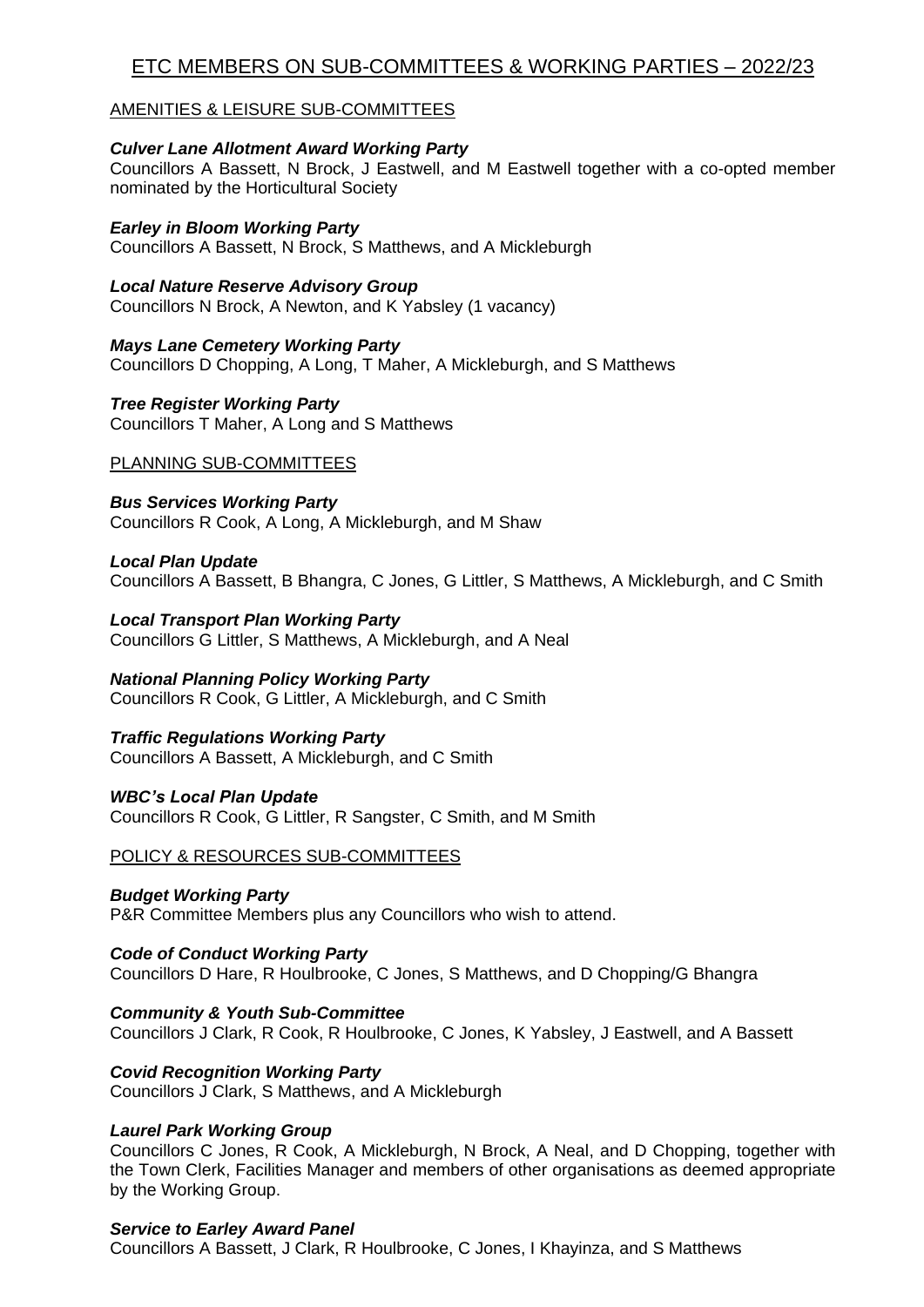# ETC MEMBERS ON SUB-COMMITTEES & WORKING PARTIES – 2022/23

## AMENITIES & LEISURE SUB-COMMITTEES

***Culver Lane Allotment Award Working Party***
Councillors A Bassett, N Brock, J Eastwell, and M Eastwell together with a co-opted member nominated by the Horticultural Society

***Earley in Bloom Working Party***
Councillors A Bassett, N Brock, S Matthews, and A Mickleburgh

***Local Nature Reserve Advisory Group***
Councillors N Brock, A Newton, and K Yabsley (1 vacancy)

***Mays Lane Cemetery Working Party***
Councillors D Chopping, A Long, T Maher, A Mickleburgh, and S Matthews

***Tree Register Working Party***
Councillors T Maher, A Long and S Matthews

## PLANNING SUB-COMMITTEES

***Bus Services Working Party***
Councillors R Cook, A Long, A Mickleburgh, and M Shaw

***Local Plan Update***
Councillors A Bassett, B Bhangra, C Jones, G Littler, S Matthews, A Mickleburgh, and C Smith

***Local Transport Plan Working Party***
Councillors G Littler, S Matthews, A Mickleburgh, and A Neal

***National Planning Policy Working Party***
Councillors R Cook, G Littler, A Mickleburgh, and C Smith

***Traffic Regulations Working Party***
Councillors A Bassett, A Mickleburgh, and C Smith

***WBC's Local Plan Update***
Councillors R Cook, G Littler, R Sangster, C Smith, and M Smith

## POLICY & RESOURCES SUB-COMMITTEES

***Budget Working Party***
P&R Committee Members plus any Councillors who wish to attend.

***Code of Conduct Working Party***
Councillors D Hare, R Houlbrooke, C Jones, S Matthews, and D Chopping/G Bhangra

***Community & Youth Sub-Committee***
Councillors J Clark, R Cook, R Houlbrooke, C Jones, K Yabsley, J Eastwell, and A Bassett

***Covid Recognition Working Party***
Councillors J Clark, S Matthews, and A Mickleburgh

***Laurel Park Working Group***
Councillors C Jones, R Cook, A Mickleburgh, N Brock, A Neal, and D Chopping, together with the Town Clerk, Facilities Manager and members of other organisations as deemed appropriate by the Working Group.

***Service to Earley Award Panel***
Councillors A Bassett, J Clark, R Houlbrooke, C Jones, I Khayinza, and S Matthews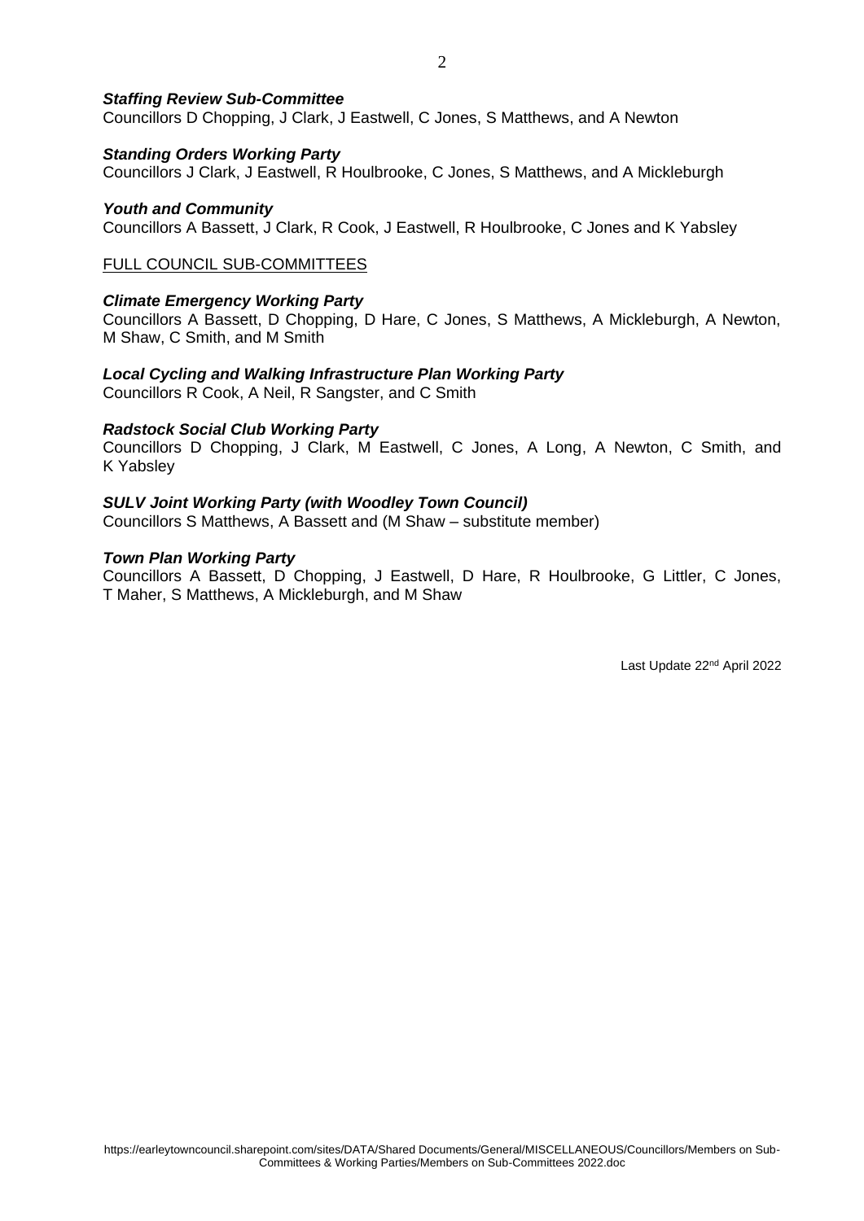***Staffing Review Sub-Committee***

Councillors D Chopping, J Clark, J Eastwell, C Jones, S Matthews, and A Newton

***Standing Orders Working Party***

Councillors J Clark, J Eastwell, R Houlbrooke, C Jones, S Matthews, and A Mickleburgh

***Youth and Community***

Councillors A Bassett, J Clark, R Cook, J Eastwell, R Houlbrooke, C Jones and K Yabsley

<u>FULL COUNCIL SUB-COMMITTEES</u>

***Climate Emergency Working Party***

Councillors A Bassett, D Chopping, D Hare, C Jones, S Matthews, A Mickleburgh, A Newton, M Shaw, C Smith, and M Smith

***Local Cycling and Walking Infrastructure Plan Working Party***

Councillors R Cook, A Neil, R Sangster, and C Smith

***Radstock Social Club Working Party***

Councillors D Chopping, J Clark, M Eastwell, C Jones, A Long, A Newton, C Smith, and K Yabsley

***SULV Joint Working Party (with Woodley Town Council)***

Councillors S Matthews, A Bassett and (M Shaw – substitute member)

***Town Plan Working Party***

Councillors A Bassett, D Chopping, J Eastwell, D Hare, R Houlbrooke, G Littler, C Jones, T Maher, S Matthews, A Mickleburgh, and M Shaw

Last Update 22nd April 2022